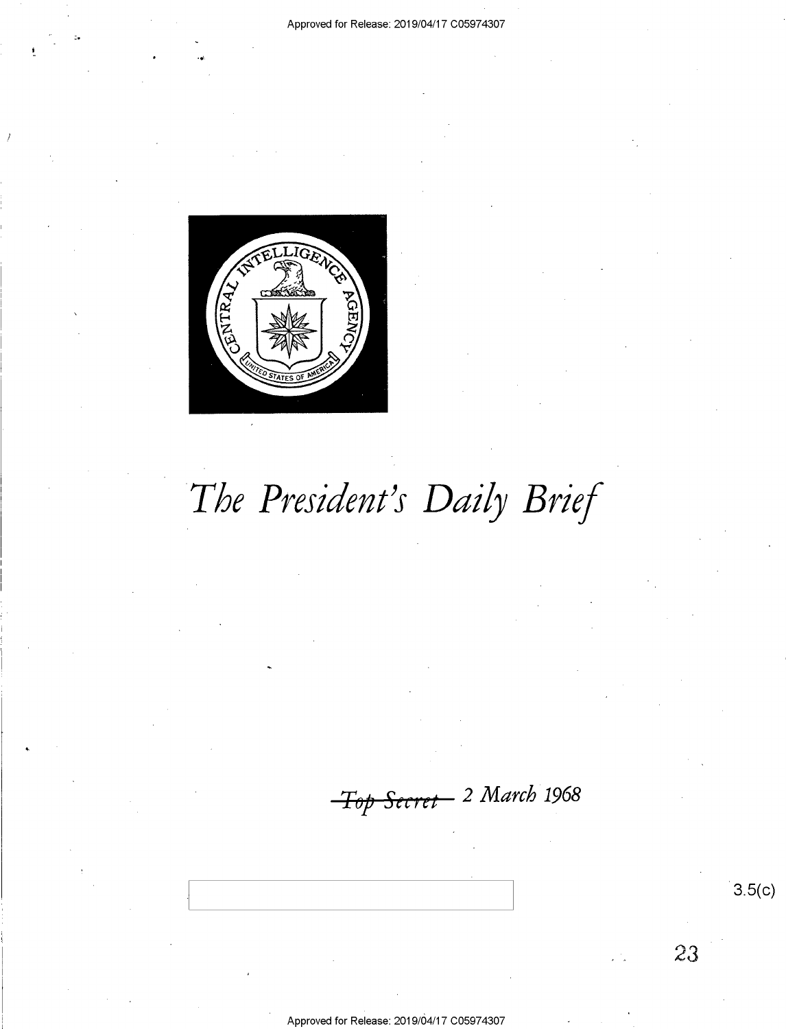Approved for Release: 2019/04/17 C05974307

# *The President's Daily Brief*

~~*Top Secret*~~ *2 March 1968*

3.5(c)

23

Approved for Release: 2019/04/17 C05974307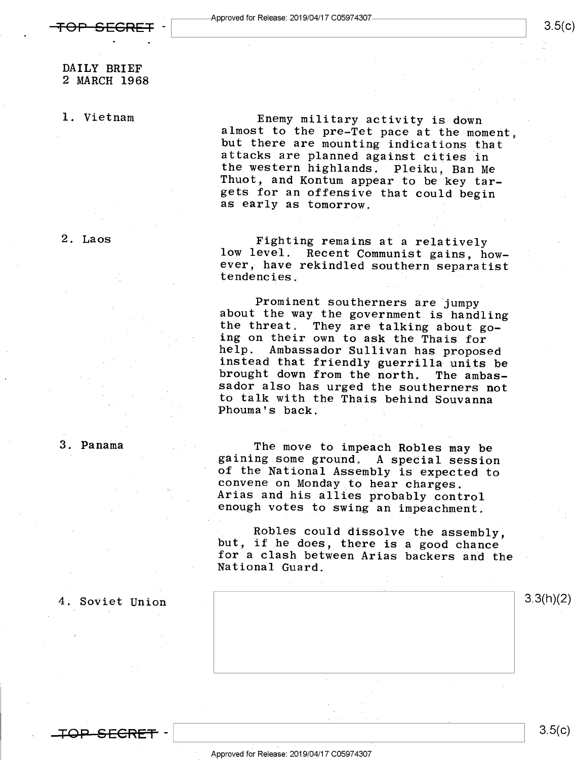DAILY BRIEF
2 MARCH 1968

1. Vietnam

Enemy military activity is down almost to the pre-Tet pace at the moment, but there are mounting indications that attacks are planned against cities in the western highlands. Pleiku, Ban Me Thuot, and Kontum appear to be key targets for an offensive that could begin as early as tomorrow.

2. Laos

Fighting remains at a relatively low level. Recent Communist gains, however, have rekindled southern separatist tendencies.

Prominent southerners are jumpy about the way the government is handling the threat. They are talking about going on their own to ask the Thais for help. Ambassador Sullivan has proposed instead that friendly guerrilla units be brought down from the north. The ambassador also has urged the southerners not to talk with the Thais behind Souvanna Phouma's back.

3. Panama

The move to impeach Robles may be gaining some ground. A special session of the National Assembly is expected to convene on Monday to hear charges. Arias and his allies probably control enough votes to swing an impeachment.

Robles could dissolve the assembly, but, if he does, there is a good chance for a clash between Arias backers and the National Guard.

4. Soviet Union

3.3(h)(2)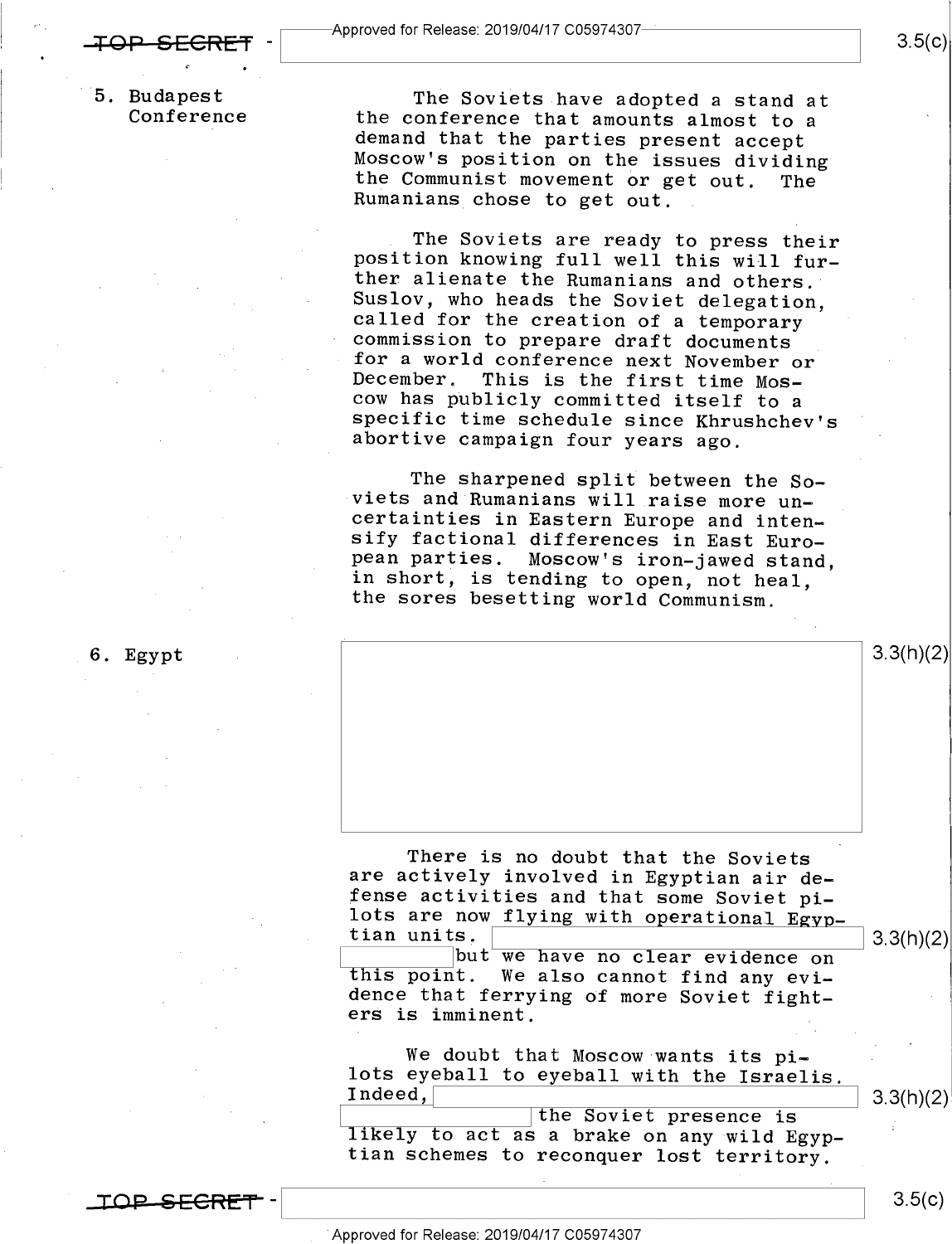## 5. Budapest Conference

The Soviets have adopted a stand at the conference that amounts almost to a demand that the parties present accept Moscow's position on the issues dividing the Communist movement or get out. The Rumanians chose to get out.

The Soviets are ready to press their position knowing full well this will further alienate the Rumanians and others. Suslov, who heads the Soviet delegation, called for the creation of a temporary commission to prepare draft documents for a world conference next November or December. This is the first time Moscow has publicly committed itself to a specific time schedule since Khrushchev's abortive campaign four years ago.

The sharpened split between the Soviets and Rumanians will raise more uncertainties in Eastern Europe and intensify factional differences in East European parties. Moscow's iron-jawed stand, in short, is tending to open, not heal, the sores besetting world Communism.

## 6. Egypt

[redacted] 3.3(h)(2)

There is no doubt that the Soviets are actively involved in Egyptian air defense activities and that some Soviet pilots are now flying with operational Egyptian units. [redacted] 3.3(h)(2) but we have no clear evidence on this point. We also cannot find any evidence that ferrying of more Soviet fighters is imminent.

We doubt that Moscow wants its pilots eyeball to eyeball with the Israelis. Indeed, [redacted] 3.3(h)(2) the Soviet presence is likely to act as a brake on any wild Egyptian schemes to reconquer lost territory.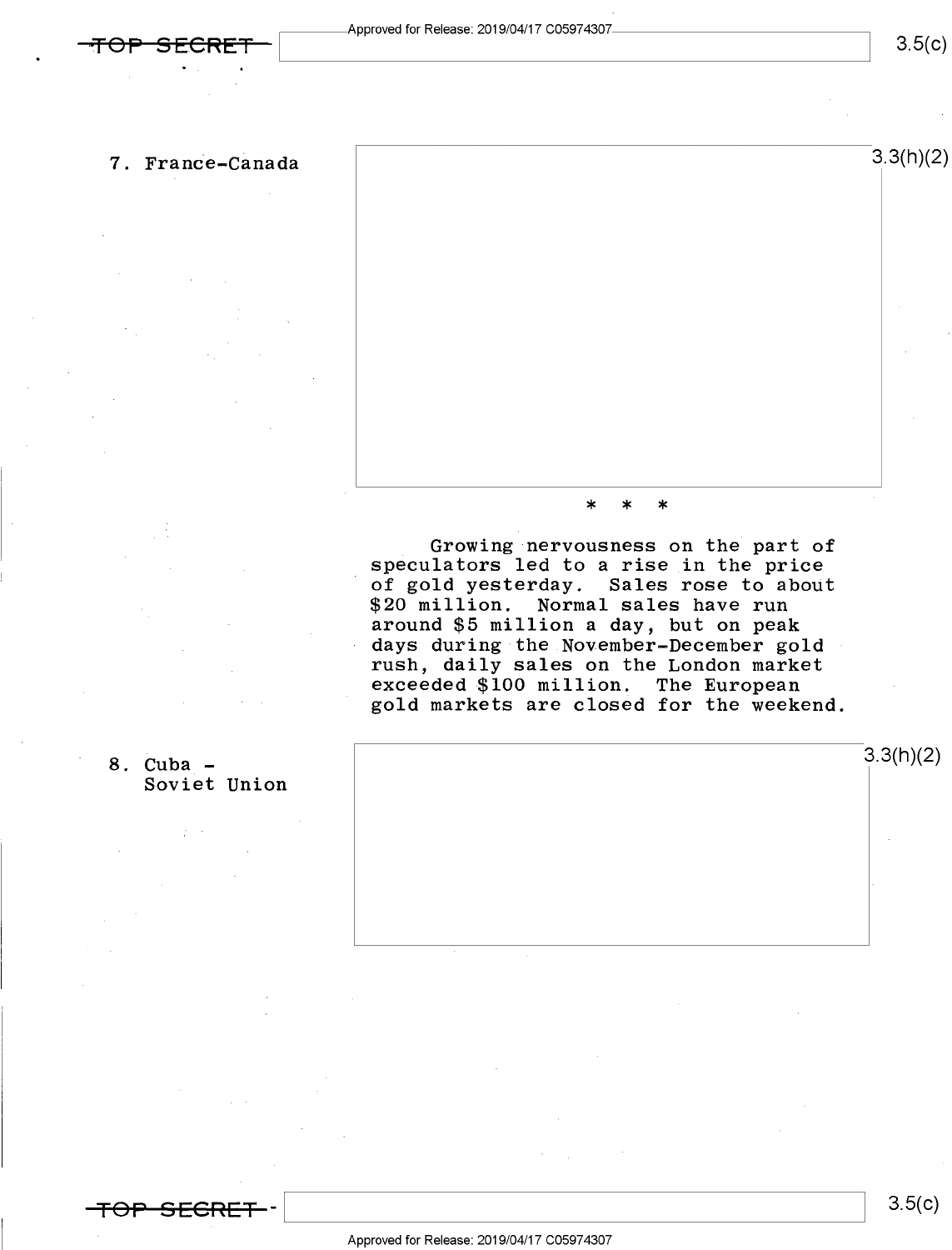7. France-Canada

\* \* \*

Growing nervousness on the part of speculators led to a rise in the price of gold yesterday. Sales rose to about $20 million. Normal sales have run around $5 million a day, but on peak days during the November-December gold rush, daily sales on the London market exceeded $100 million. The European gold markets are closed for the weekend.

8. Cuba - Soviet Union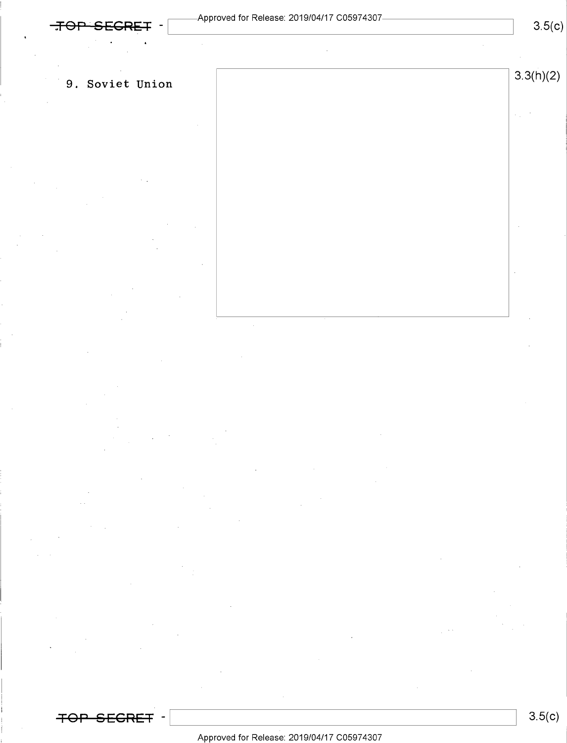9. Soviet Union

3.3(h)(2)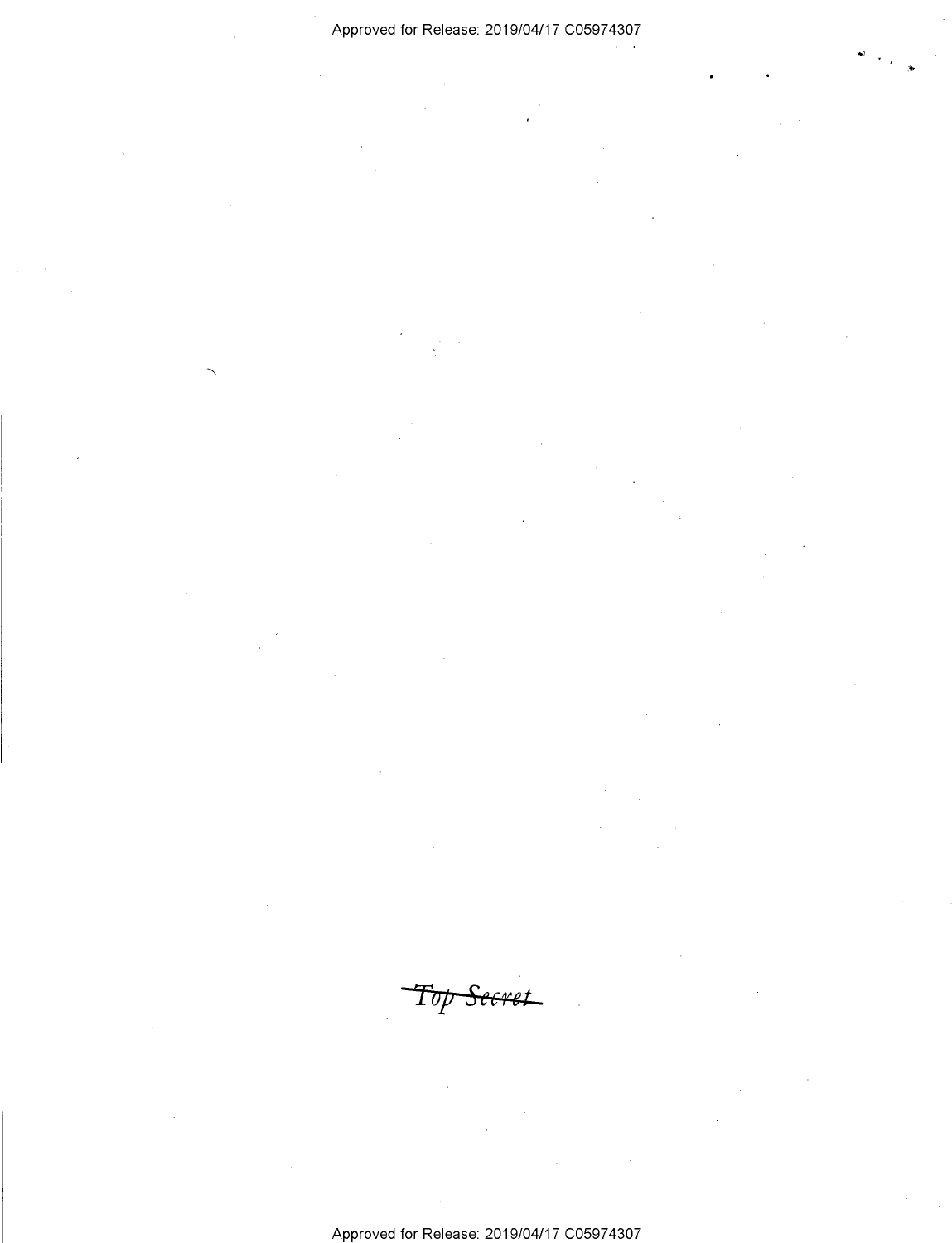~~Top Secret~~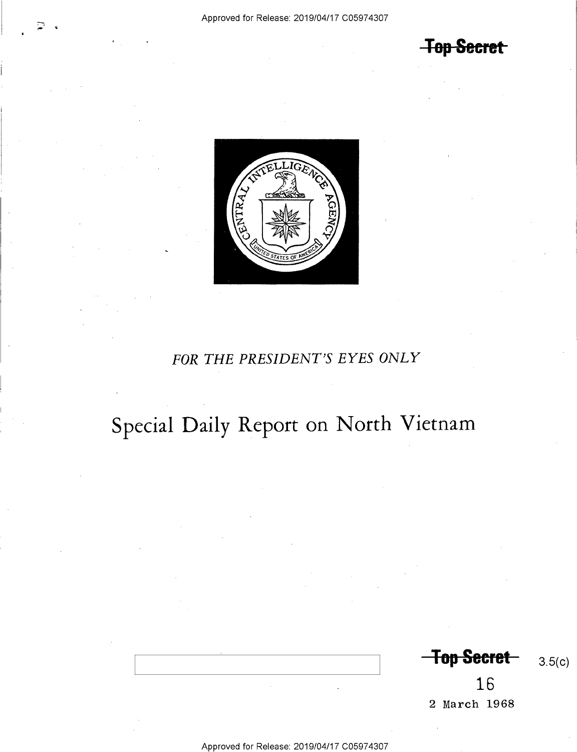Top Secret

FOR THE PRESIDENT'S EYES ONLY

# Special Daily Report on North Vietnam

Top Secret

3.5(c)

16

2 March 1968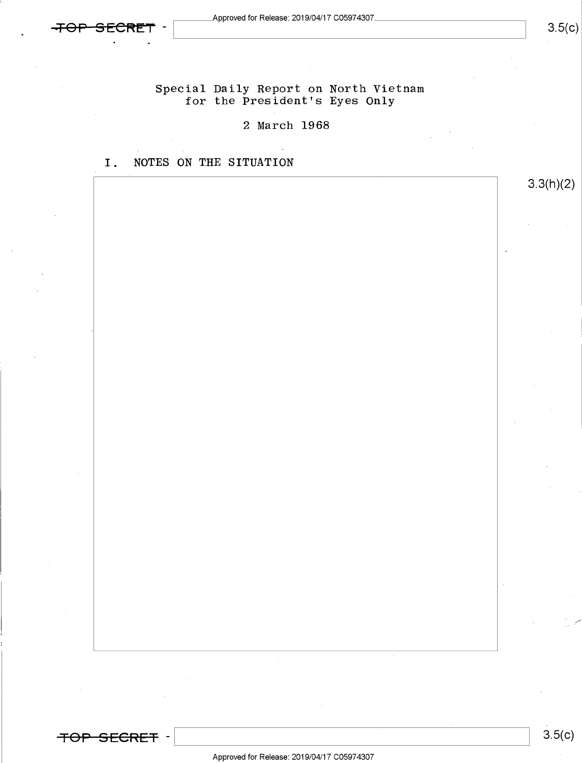Special Daily Report on North Vietnam for the President's Eyes Only

2 March 1968

## I. NOTES ON THE SITUATION

3.3(h)(2)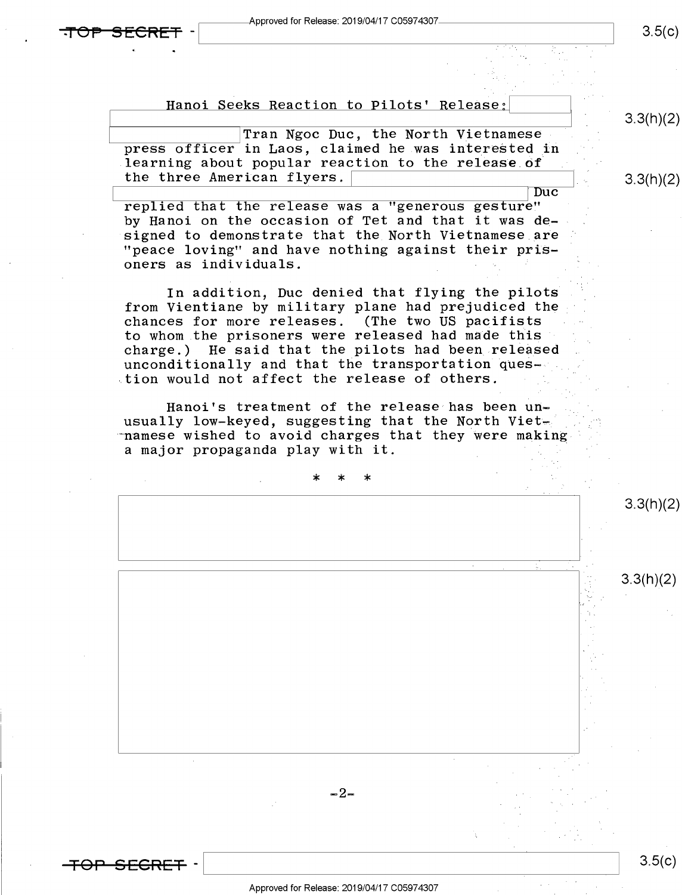Hanoi Seeks Reaction to Pilots' Release:

Tran Ngoc Duc, the North Vietnamese press officer in Laos, claimed he was interested in learning about popular reaction to the release of the three American flyers. Duc replied that the release was a "generous gesture" by Hanoi on the occasion of Tet and that it was designed to demonstrate that the North Vietnamese are "peace loving" and have nothing against their prisoners as individuals.

In addition, Duc denied that flying the pilots from Vientiane by military plane had prejudiced the chances for more releases. (The two US pacifists to whom the prisoners were released had made this charge.) He said that the pilots had been released unconditionally and that the transportation question would not affect the release of others.

Hanoi's treatment of the release has been unusually low-keyed, suggesting that the North Vietnamese wished to avoid charges that they were making a major propaganda play with it.

\* \* \*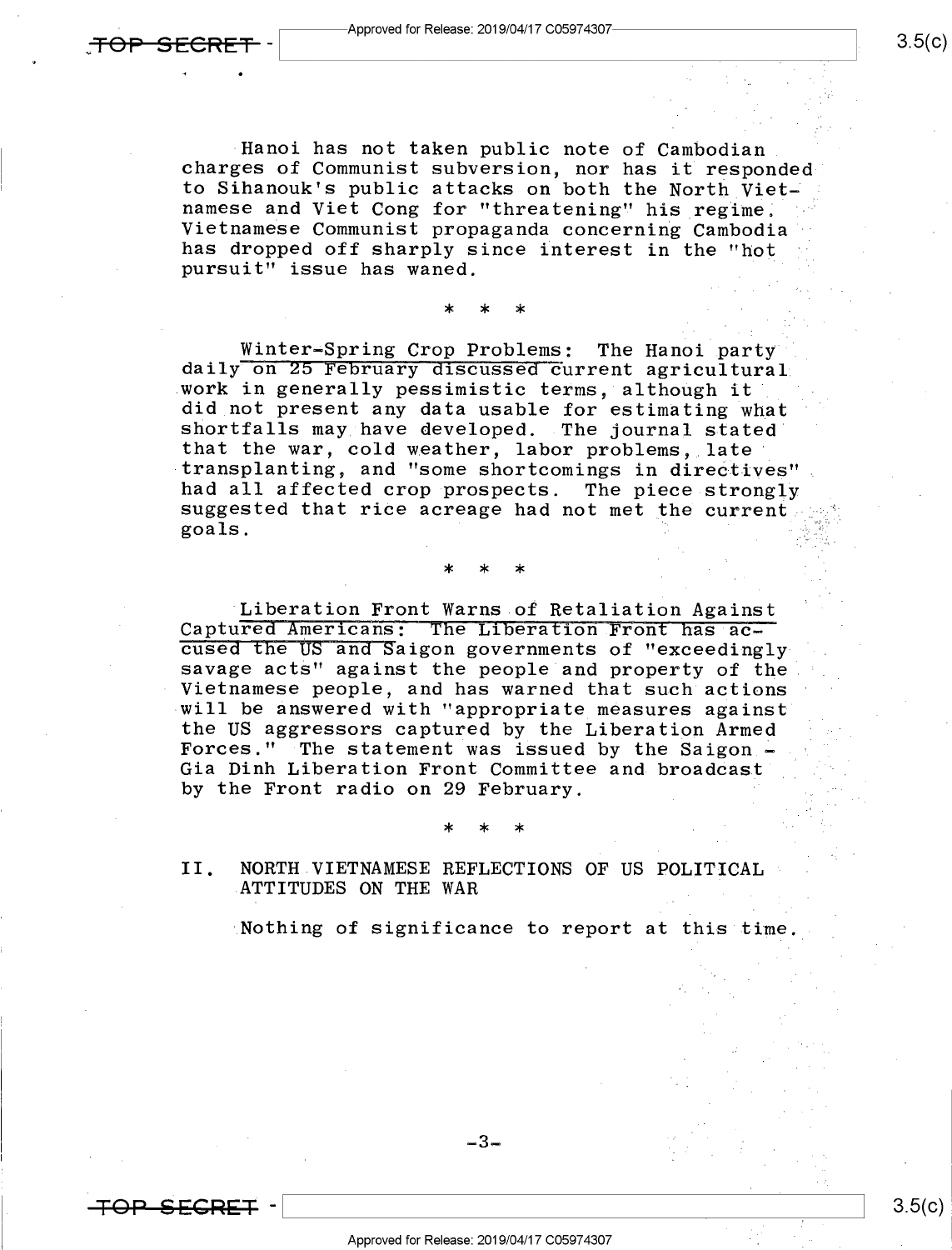Hanoi has not taken public note of Cambodian charges of Communist subversion, nor has it responded to Sihanouk's public attacks on both the North Vietnamese and Viet Cong for "threatening" his regime. Vietnamese Communist propaganda concerning Cambodia has dropped off sharply since interest in the "hot pursuit" issue has waned.

\* \* \*

Winter-Spring Crop Problems: The Hanoi party daily on 25 February discussed current agricultural work in generally pessimistic terms, although it did not present any data usable for estimating what shortfalls may have developed. The journal stated that the war, cold weather, labor problems, late transplanting, and "some shortcomings in directives" had all affected crop prospects. The piece strongly suggested that rice acreage had not met the current goals.

\* \* \*

Liberation Front Warns of Retaliation Against Captured Americans: The Liberation Front has accused the US and Saigon governments of "exceedingly savage acts" against the people and property of the Vietnamese people, and has warned that such actions will be answered with "appropriate measures against the US aggressors captured by the Liberation Armed Forces." The statement was issued by the Saigon - Gia Dinh Liberation Front Committee and broadcast by the Front radio on 29 February.

\* \* \*

## II. NORTH VIETNAMESE REFLECTIONS OF US POLITICAL ATTITUDES ON THE WAR

Nothing of significance to report at this time.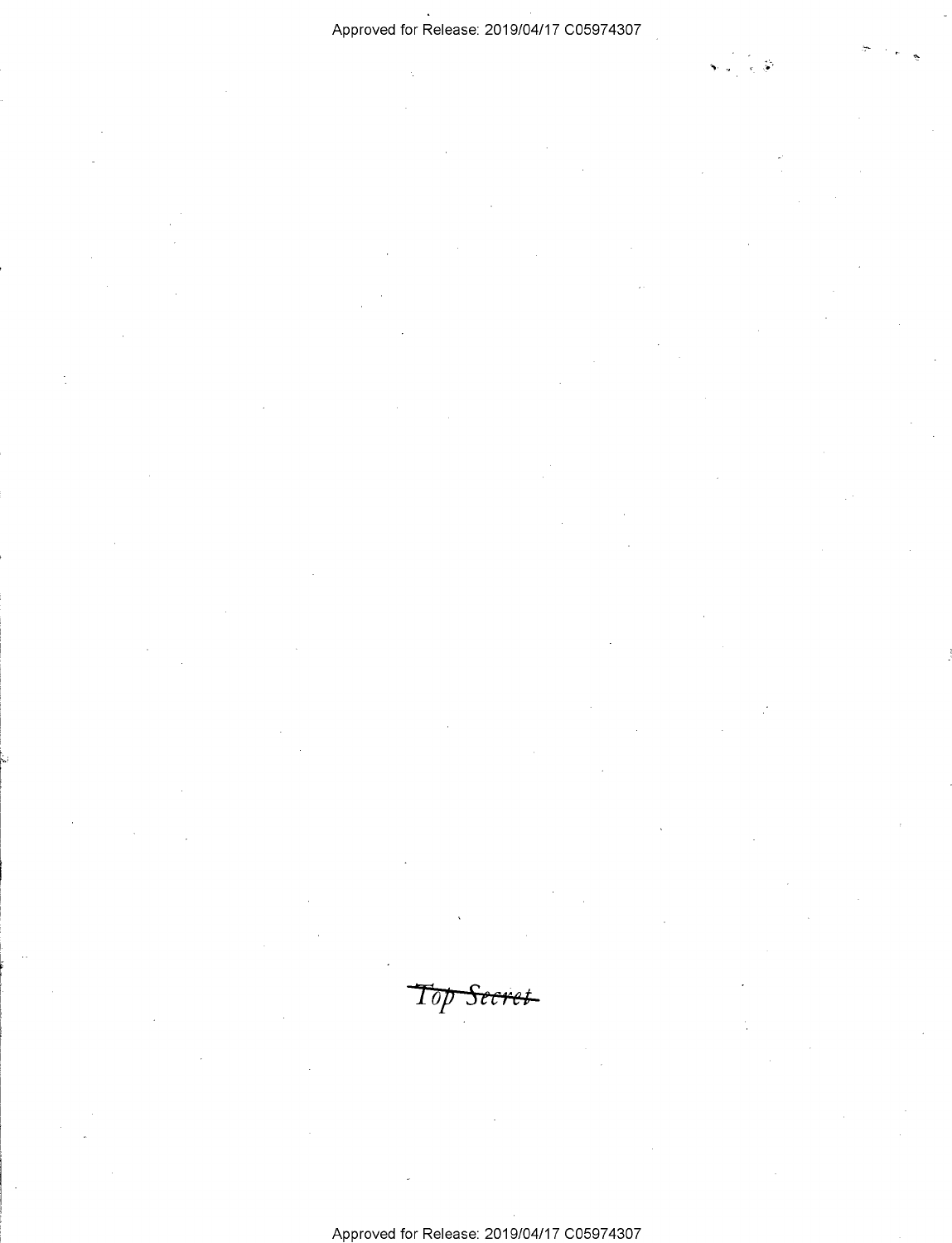~~Top Secret~~